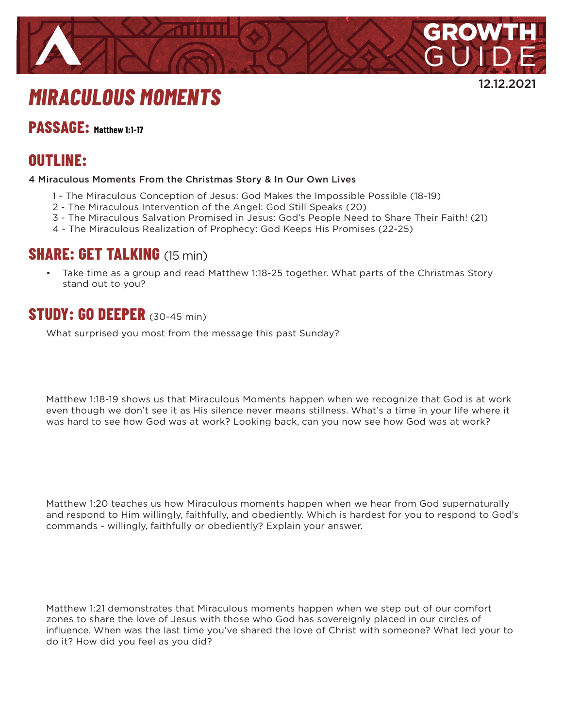GROWTH GUIDE

12.12.2021

# MIRACULOUS MOMENTS

## PASSAGE: Matthew 1:1-17

## OUTLINE:

4 Miraculous Moments From the Christmas Story & In Our Own Lives

1 - The Miraculous Conception of Jesus: God Makes the Impossible Possible (18-19)
2 - The Miraculous Intervention of the Angel: God Still Speaks (20)
3 - The Miraculous Salvation Promised in Jesus: God's People Need to Share Their Faith! (21)
4 - The Miraculous Realization of Prophecy: God Keeps His Promises (22-25)

## SHARE: GET TALKING (15 min)

- Take time as a group and read Matthew 1:18-25 together. What parts of the Christmas Story stand out to you?

## STUDY: GO DEEPER (30-45 min)

What surprised you most from the message this past Sunday?

Matthew 1:18-19 shows us that Miraculous Moments happen when we recognize that God is at work even though we don't see it as His silence never means stillness. What's a time in your life where it was hard to see how God was at work? Looking back, can you now see how God was at work?

Matthew 1:20 teaches us how Miraculous moments happen when we hear from God supernaturally and respond to Him willingly, faithfully, and obediently. Which is hardest for you to respond to God's commands - willingly, faithfully or obediently? Explain your answer.

Matthew 1:21 demonstrates that Miraculous moments happen when we step out of our comfort zones to share the love of Jesus with those who God has sovereignly placed in our circles of influence. When was the last time you've shared the love of Christ with someone? What led your to do it? How did you feel as you did?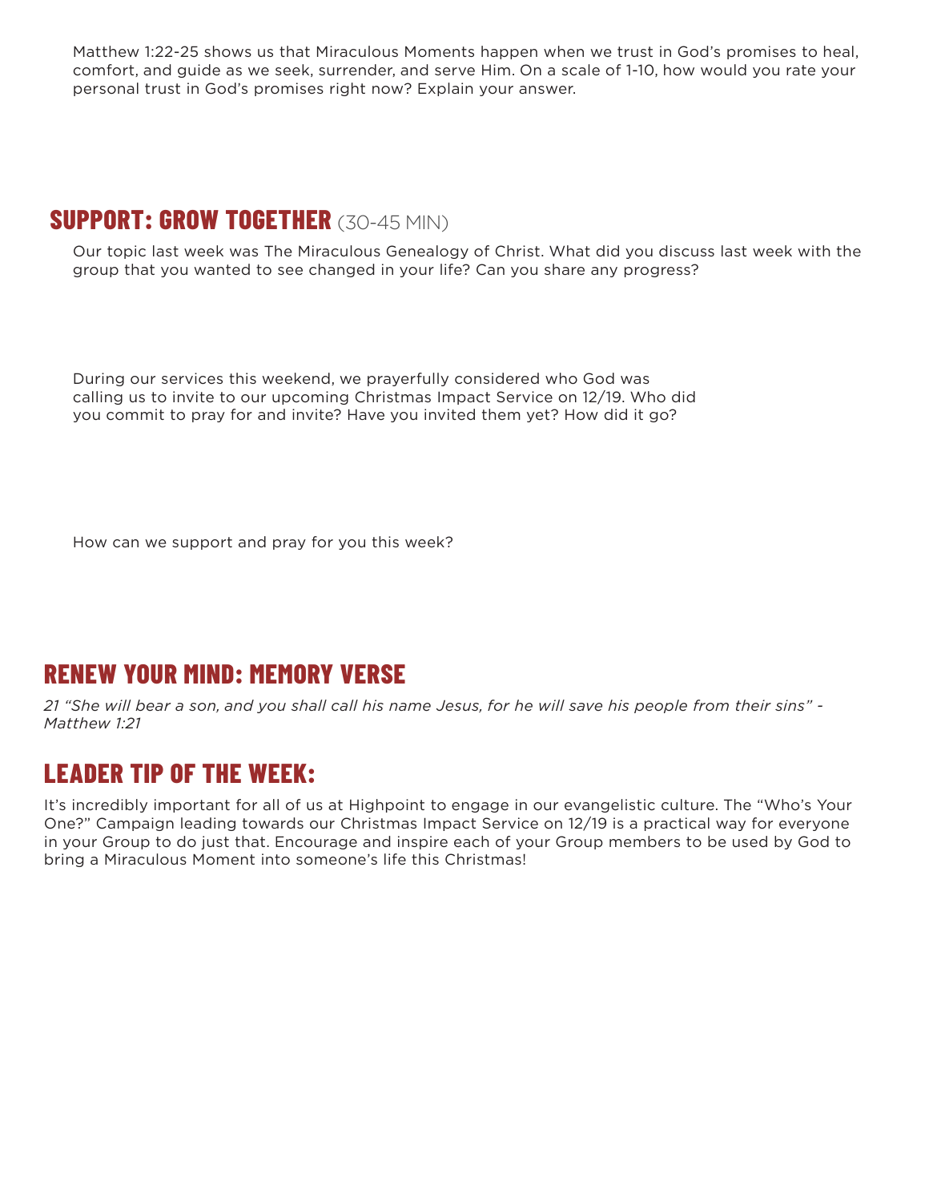Matthew 1:22-25 shows us that Miraculous Moments happen when we trust in God's promises to heal, comfort, and guide as we seek, surrender, and serve Him. On a scale of 1-10, how would you rate your personal trust in God's promises right now? Explain your answer.

## SUPPORT: GROW TOGETHER (30-45 MIN)

Our topic last week was The Miraculous Genealogy of Christ. What did you discuss last week with the group that you wanted to see changed in your life? Can you share any progress?

During our services this weekend, we prayerfully considered who God was calling us to invite to our upcoming Christmas Impact Service on 12/19. Who did you commit to pray for and invite? Have you invited them yet? How did it go?

How can we support and pray for you this week?

## RENEW YOUR MIND: MEMORY VERSE

*21 "She will bear a son, and you shall call his name Jesus, for he will save his people from their sins" - Matthew 1:21*

## LEADER TIP OF THE WEEK:

It's incredibly important for all of us at Highpoint to engage in our evangelistic culture. The "Who's Your One?" Campaign leading towards our Christmas Impact Service on 12/19 is a practical way for everyone in your Group to do just that. Encourage and inspire each of your Group members to be used by God to bring a Miraculous Moment into someone's life this Christmas!